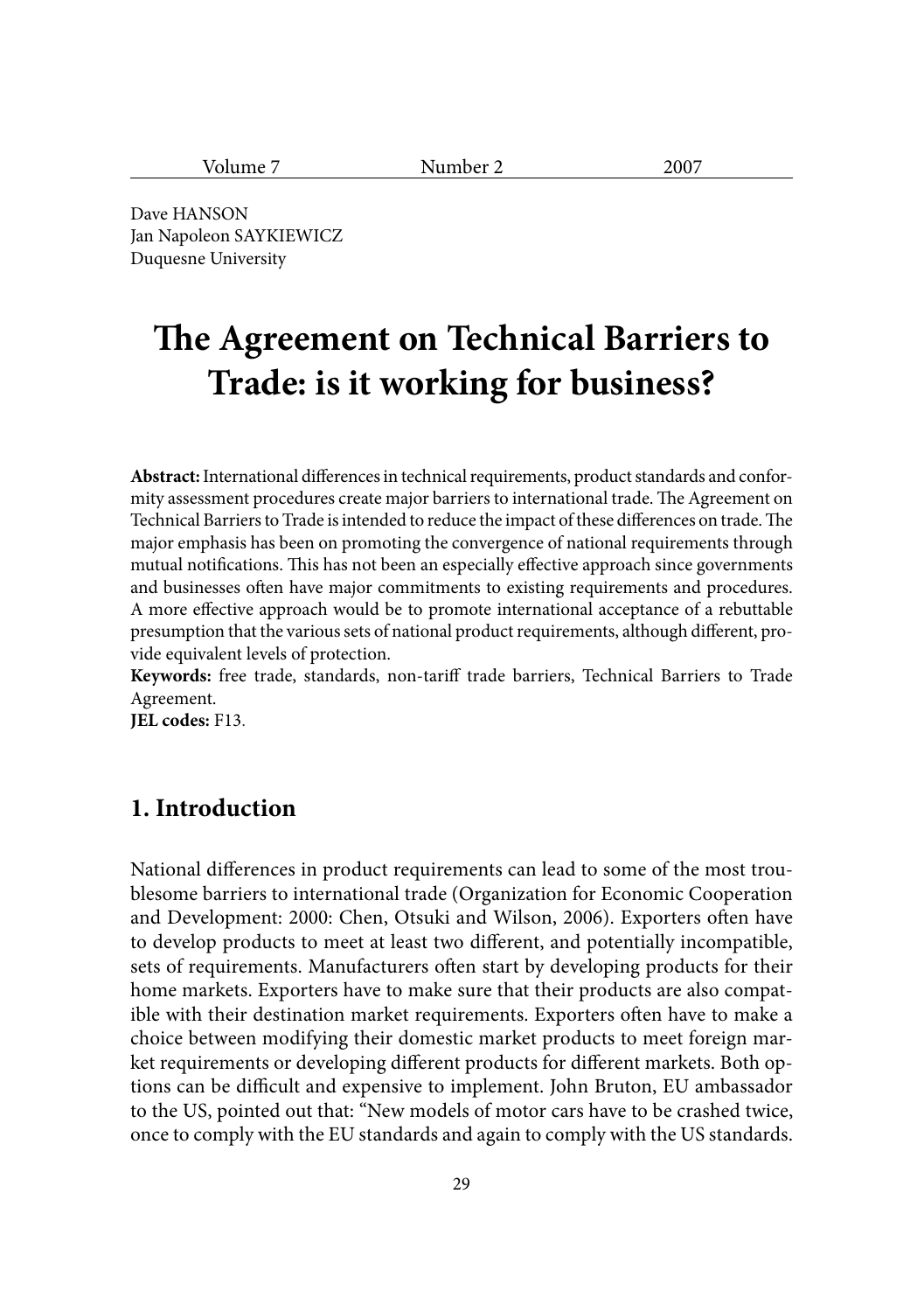Dave HANSON
Jan Napoleon SAYKIEWICZ
Duquesne University

# The Agreement on Technical Barriers to Trade: is it working for business?

**Abstract:** International differences in technical requirements, product standards and conformity assessment procedures create major barriers to international trade. The Agreement on Technical Barriers to Trade is intended to reduce the impact of these differences on trade. The major emphasis has been on promoting the convergence of national requirements through mutual notifications. This has not been an especially effective approach since governments and businesses often have major commitments to existing requirements and procedures. A more effective approach would be to promote international acceptance of a rebuttable presumption that the various sets of national product requirements, although different, provide equivalent levels of protection.

**Keywords:** free trade, standards, non-tariff trade barriers, Technical Barriers to Trade Agreement.

**JEL codes:** F13.

## 1. Introduction

National differences in product requirements can lead to some of the most troublesome barriers to international trade (Organization for Economic Cooperation and Development: 2000: Chen, Otsuki and Wilson, 2006). Exporters often have to develop products to meet at least two different, and potentially incompatible, sets of requirements. Manufacturers often start by developing products for their home markets. Exporters have to make sure that their products are also compatible with their destination market requirements. Exporters often have to make a choice between modifying their domestic market products to meet foreign market requirements or developing different products for different markets. Both options can be difficult and expensive to implement. John Bruton, EU ambassador to the US, pointed out that: "New models of motor cars have to be crashed twice, once to comply with the EU standards and again to comply with the US standards.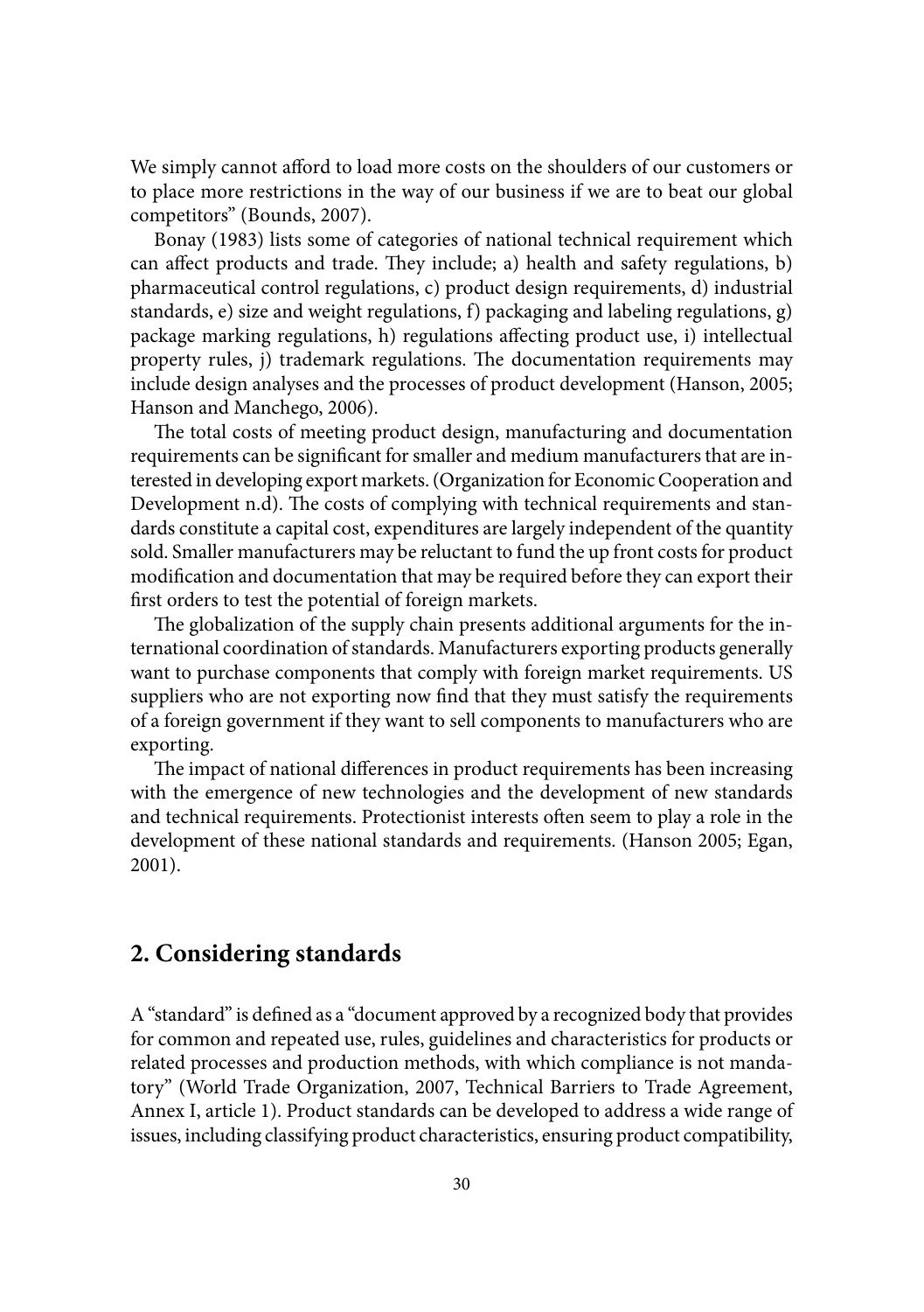We simply cannot afford to load more costs on the shoulders of our customers or to place more restrictions in the way of our business if we are to beat our global competitors" (Bounds, 2007).

Bonay (1983) lists some of categories of national technical requirement which can affect products and trade. They include; a) health and safety regulations, b) pharmaceutical control regulations, c) product design requirements, d) industrial standards, e) size and weight regulations, f) packaging and labeling regulations, g) package marking regulations, h) regulations affecting product use, i) intellectual property rules, j) trademark regulations. The documentation requirements may include design analyses and the processes of product development (Hanson, 2005; Hanson and Manchego, 2006).

The total costs of meeting product design, manufacturing and documentation requirements can be significant for smaller and medium manufacturers that are interested in developing export markets. (Organization for Economic Cooperation and Development n.d). The costs of complying with technical requirements and standards constitute a capital cost, expenditures are largely independent of the quantity sold. Smaller manufacturers may be reluctant to fund the up front costs for product modification and documentation that may be required before they can export their first orders to test the potential of foreign markets.

The globalization of the supply chain presents additional arguments for the international coordination of standards. Manufacturers exporting products generally want to purchase components that comply with foreign market requirements. US suppliers who are not exporting now find that they must satisfy the requirements of a foreign government if they want to sell components to manufacturers who are exporting.

The impact of national differences in product requirements has been increasing with the emergence of new technologies and the development of new standards and technical requirements. Protectionist interests often seem to play a role in the development of these national standards and requirements. (Hanson 2005; Egan, 2001).

## 2. Considering standards

A "standard" is defined as a "document approved by a recognized body that provides for common and repeated use, rules, guidelines and characteristics for products or related processes and production methods, with which compliance is not mandatory" (World Trade Organization, 2007, Technical Barriers to Trade Agreement, Annex I, article 1). Product standards can be developed to address a wide range of issues, including classifying product characteristics, ensuring product compatibility,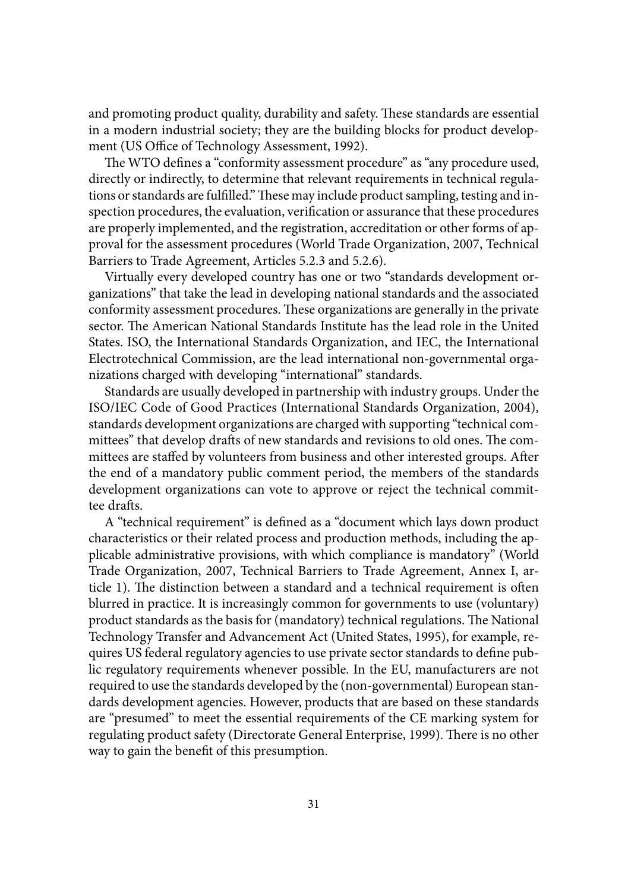and promoting product quality, durability and safety. These standards are essential in a modern industrial society; they are the building blocks for product development (US Office of Technology Assessment, 1992).

The WTO defines a "conformity assessment procedure" as "any procedure used, directly or indirectly, to determine that relevant requirements in technical regulations or standards are fulfilled." These may include product sampling, testing and inspection procedures, the evaluation, verification or assurance that these procedures are properly implemented, and the registration, accreditation or other forms of approval for the assessment procedures (World Trade Organization, 2007, Technical Barriers to Trade Agreement, Articles 5.2.3 and 5.2.6).

Virtually every developed country has one or two "standards development organizations" that take the lead in developing national standards and the associated conformity assessment procedures. These organizations are generally in the private sector. The American National Standards Institute has the lead role in the United States. ISO, the International Standards Organization, and IEC, the International Electrotechnical Commission, are the lead international non-governmental organizations charged with developing "international" standards.

Standards are usually developed in partnership with industry groups. Under the ISO/IEC Code of Good Practices (International Standards Organization, 2004), standards development organizations are charged with supporting "technical committees" that develop drafts of new standards and revisions to old ones. The committees are staffed by volunteers from business and other interested groups. After the end of a mandatory public comment period, the members of the standards development organizations can vote to approve or reject the technical committee drafts.

A "technical requirement" is defined as a "document which lays down product characteristics or their related process and production methods, including the applicable administrative provisions, with which compliance is mandatory" (World Trade Organization, 2007, Technical Barriers to Trade Agreement, Annex I, article 1). The distinction between a standard and a technical requirement is often blurred in practice. It is increasingly common for governments to use (voluntary) product standards as the basis for (mandatory) technical regulations. The National Technology Transfer and Advancement Act (United States, 1995), for example, requires US federal regulatory agencies to use private sector standards to define public regulatory requirements whenever possible. In the EU, manufacturers are not required to use the standards developed by the (non-governmental) European standards development agencies. However, products that are based on these standards are "presumed" to meet the essential requirements of the CE marking system for regulating product safety (Directorate General Enterprise, 1999). There is no other way to gain the benefit of this presumption.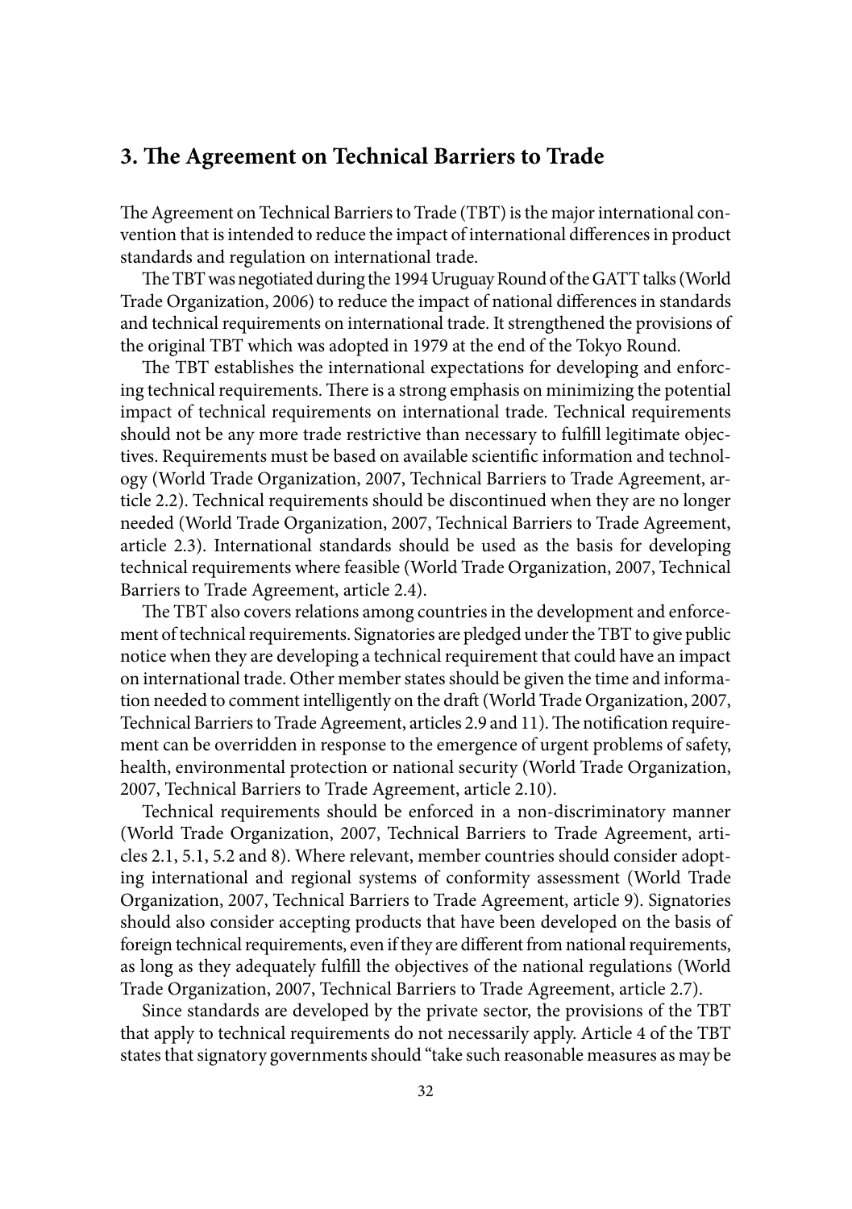## 3. The Agreement on Technical Barriers to Trade

The Agreement on Technical Barriers to Trade (TBT) is the major international convention that is intended to reduce the impact of international differences in product standards and regulation on international trade.

The TBT was negotiated during the 1994 Uruguay Round of the GATT talks (World Trade Organization, 2006) to reduce the impact of national differences in standards and technical requirements on international trade. It strengthened the provisions of the original TBT which was adopted in 1979 at the end of the Tokyo Round.

The TBT establishes the international expectations for developing and enforcing technical requirements. There is a strong emphasis on minimizing the potential impact of technical requirements on international trade. Technical requirements should not be any more trade restrictive than necessary to fulfill legitimate objectives. Requirements must be based on available scientific information and technology (World Trade Organization, 2007, Technical Barriers to Trade Agreement, article 2.2). Technical requirements should be discontinued when they are no longer needed (World Trade Organization, 2007, Technical Barriers to Trade Agreement, article 2.3). International standards should be used as the basis for developing technical requirements where feasible (World Trade Organization, 2007, Technical Barriers to Trade Agreement, article 2.4).

The TBT also covers relations among countries in the development and enforcement of technical requirements. Signatories are pledged under the TBT to give public notice when they are developing a technical requirement that could have an impact on international trade. Other member states should be given the time and information needed to comment intelligently on the draft (World Trade Organization, 2007, Technical Barriers to Trade Agreement, articles 2.9 and 11). The notification requirement can be overridden in response to the emergence of urgent problems of safety, health, environmental protection or national security (World Trade Organization, 2007, Technical Barriers to Trade Agreement, article 2.10).

Technical requirements should be enforced in a non-discriminatory manner (World Trade Organization, 2007, Technical Barriers to Trade Agreement, articles 2.1, 5.1, 5.2 and 8). Where relevant, member countries should consider adopting international and regional systems of conformity assessment (World Trade Organization, 2007, Technical Barriers to Trade Agreement, article 9). Signatories should also consider accepting products that have been developed on the basis of foreign technical requirements, even if they are different from national requirements, as long as they adequately fulfill the objectives of the national regulations (World Trade Organization, 2007, Technical Barriers to Trade Agreement, article 2.7).

Since standards are developed by the private sector, the provisions of the TBT that apply to technical requirements do not necessarily apply. Article 4 of the TBT states that signatory governments should "take such reasonable measures as may be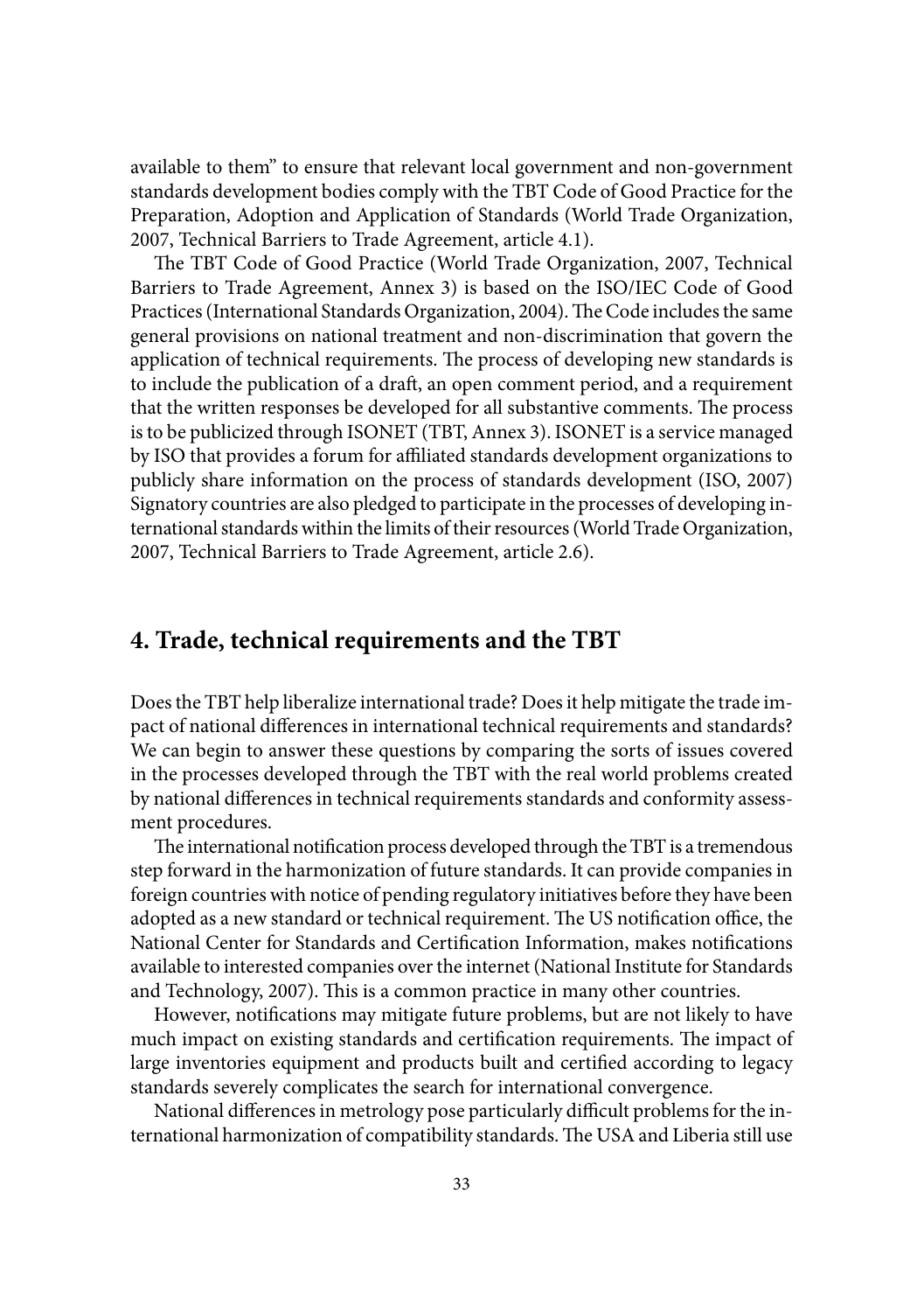available to them" to ensure that relevant local government and non-government standards development bodies comply with the TBT Code of Good Practice for the Preparation, Adoption and Application of Standards (World Trade Organization, 2007, Technical Barriers to Trade Agreement, article 4.1).

The TBT Code of Good Practice (World Trade Organization, 2007, Technical Barriers to Trade Agreement, Annex 3) is based on the ISO/IEC Code of Good Practices (International Standards Organization, 2004). The Code includes the same general provisions on national treatment and non-discrimination that govern the application of technical requirements. The process of developing new standards is to include the publication of a draft, an open comment period, and a requirement that the written responses be developed for all substantive comments. The process is to be publicized through ISONET (TBT, Annex 3). ISONET is a service managed by ISO that provides a forum for affiliated standards development organizations to publicly share information on the process of standards development (ISO, 2007) Signatory countries are also pledged to participate in the processes of developing international standards within the limits of their resources (World Trade Organization, 2007, Technical Barriers to Trade Agreement, article 2.6).

## 4. Trade, technical requirements and the TBT

Does the TBT help liberalize international trade? Does it help mitigate the trade impact of national differences in international technical requirements and standards? We can begin to answer these questions by comparing the sorts of issues covered in the processes developed through the TBT with the real world problems created by national differences in technical requirements standards and conformity assessment procedures.

The international notification process developed through the TBT is a tremendous step forward in the harmonization of future standards. It can provide companies in foreign countries with notice of pending regulatory initiatives before they have been adopted as a new standard or technical requirement. The US notification office, the National Center for Standards and Certification Information, makes notifications available to interested companies over the internet (National Institute for Standards and Technology, 2007). This is a common practice in many other countries.

However, notifications may mitigate future problems, but are not likely to have much impact on existing standards and certification requirements. The impact of large inventories equipment and products built and certified according to legacy standards severely complicates the search for international convergence.

National differences in metrology pose particularly difficult problems for the international harmonization of compatibility standards. The USA and Liberia still use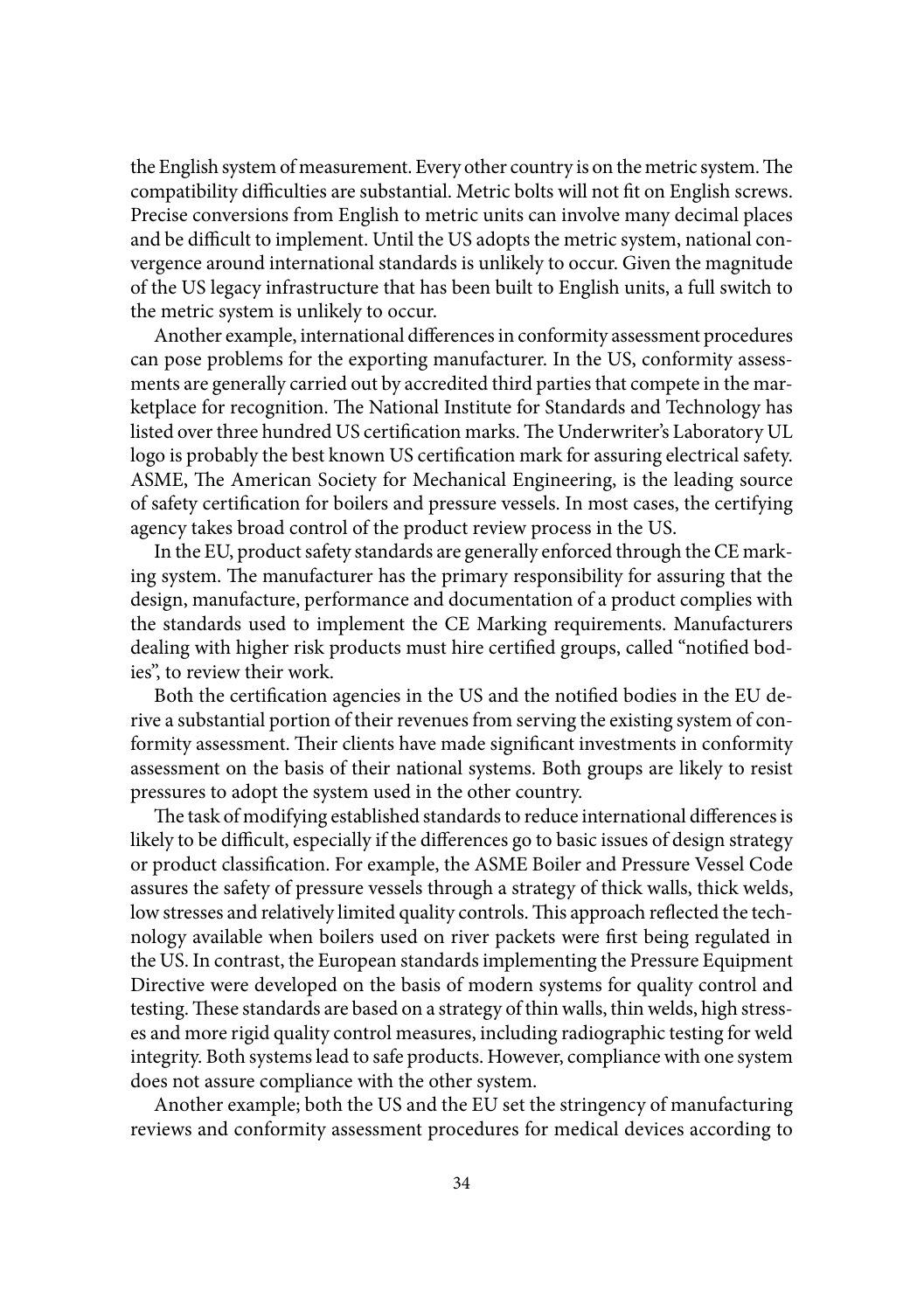the English system of measurement. Every other country is on the metric system. The compatibility difficulties are substantial. Metric bolts will not fit on English screws. Precise conversions from English to metric units can involve many decimal places and be difficult to implement. Until the US adopts the metric system, national convergence around international standards is unlikely to occur. Given the magnitude of the US legacy infrastructure that has been built to English units, a full switch to the metric system is unlikely to occur.

Another example, international differences in conformity assessment procedures can pose problems for the exporting manufacturer. In the US, conformity assessments are generally carried out by accredited third parties that compete in the marketplace for recognition. The National Institute for Standards and Technology has listed over three hundred US certification marks. The Underwriter's Laboratory UL logo is probably the best known US certification mark for assuring electrical safety. ASME, The American Society for Mechanical Engineering, is the leading source of safety certification for boilers and pressure vessels. In most cases, the certifying agency takes broad control of the product review process in the US.

In the EU, product safety standards are generally enforced through the CE marking system. The manufacturer has the primary responsibility for assuring that the design, manufacture, performance and documentation of a product complies with the standards used to implement the CE Marking requirements. Manufacturers dealing with higher risk products must hire certified groups, called "notified bodies", to review their work.

Both the certification agencies in the US and the notified bodies in the EU derive a substantial portion of their revenues from serving the existing system of conformity assessment. Their clients have made significant investments in conformity assessment on the basis of their national systems. Both groups are likely to resist pressures to adopt the system used in the other country.

The task of modifying established standards to reduce international differences is likely to be difficult, especially if the differences go to basic issues of design strategy or product classification. For example, the ASME Boiler and Pressure Vessel Code assures the safety of pressure vessels through a strategy of thick walls, thick welds, low stresses and relatively limited quality controls. This approach reflected the technology available when boilers used on river packets were first being regulated in the US. In contrast, the European standards implementing the Pressure Equipment Directive were developed on the basis of modern systems for quality control and testing. These standards are based on a strategy of thin walls, thin welds, high stresses and more rigid quality control measures, including radiographic testing for weld integrity. Both systems lead to safe products. However, compliance with one system does not assure compliance with the other system.

Another example; both the US and the EU set the stringency of manufacturing reviews and conformity assessment procedures for medical devices according to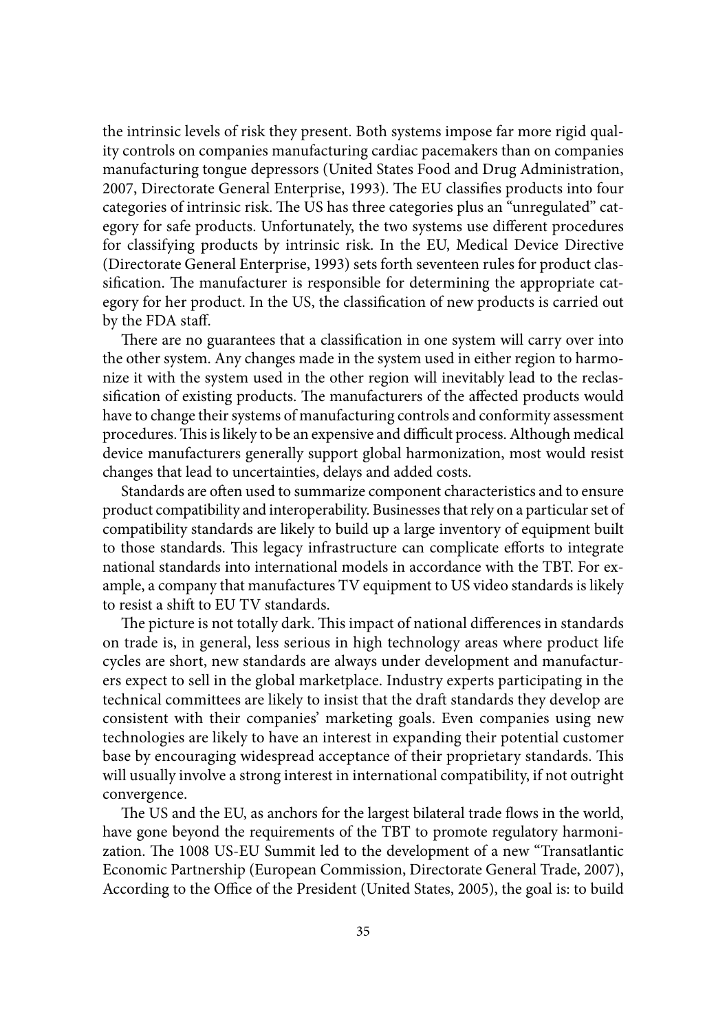the intrinsic levels of risk they present. Both systems impose far more rigid quality controls on companies manufacturing cardiac pacemakers than on companies manufacturing tongue depressors (United States Food and Drug Administration, 2007, Directorate General Enterprise, 1993). The EU classifies products into four categories of intrinsic risk. The US has three categories plus an "unregulated" category for safe products. Unfortunately, the two systems use different procedures for classifying products by intrinsic risk. In the EU, Medical Device Directive (Directorate General Enterprise, 1993) sets forth seventeen rules for product classification. The manufacturer is responsible for determining the appropriate category for her product. In the US, the classification of new products is carried out by the FDA staff.

There are no guarantees that a classification in one system will carry over into the other system. Any changes made in the system used in either region to harmonize it with the system used in the other region will inevitably lead to the reclassification of existing products. The manufacturers of the affected products would have to change their systems of manufacturing controls and conformity assessment procedures. This is likely to be an expensive and difficult process. Although medical device manufacturers generally support global harmonization, most would resist changes that lead to uncertainties, delays and added costs.

Standards are often used to summarize component characteristics and to ensure product compatibility and interoperability. Businesses that rely on a particular set of compatibility standards are likely to build up a large inventory of equipment built to those standards. This legacy infrastructure can complicate efforts to integrate national standards into international models in accordance with the TBT. For example, a company that manufactures TV equipment to US video standards is likely to resist a shift to EU TV standards.

The picture is not totally dark. This impact of national differences in standards on trade is, in general, less serious in high technology areas where product life cycles are short, new standards are always under development and manufacturers expect to sell in the global marketplace. Industry experts participating in the technical committees are likely to insist that the draft standards they develop are consistent with their companies' marketing goals. Even companies using new technologies are likely to have an interest in expanding their potential customer base by encouraging widespread acceptance of their proprietary standards. This will usually involve a strong interest in international compatibility, if not outright convergence.

The US and the EU, as anchors for the largest bilateral trade flows in the world, have gone beyond the requirements of the TBT to promote regulatory harmonization. The 1008 US-EU Summit led to the development of a new "Transatlantic Economic Partnership (European Commission, Directorate General Trade, 2007), According to the Office of the President (United States, 2005), the goal is: to build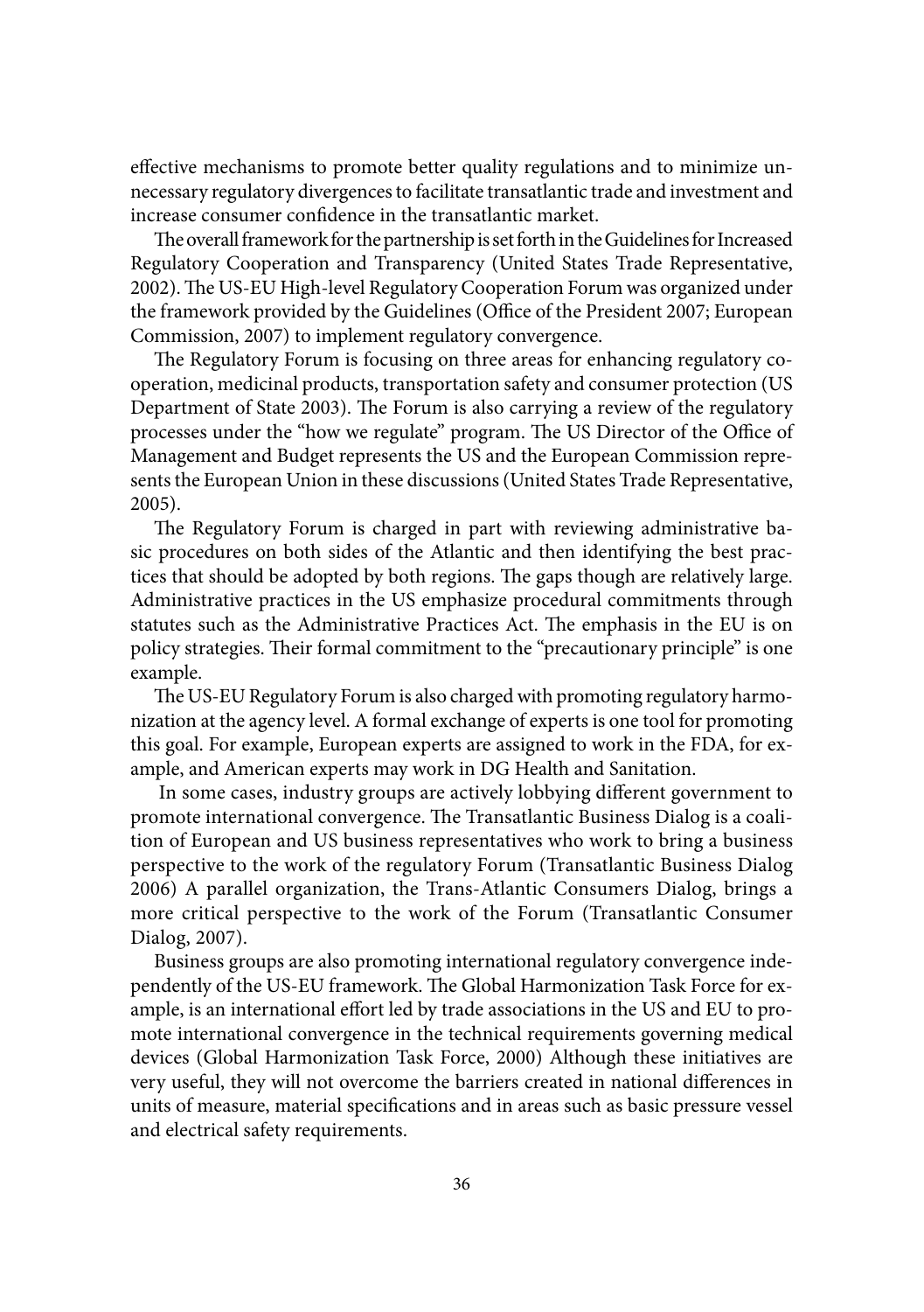effective mechanisms to promote better quality regulations and to minimize unnecessary regulatory divergences to facilitate transatlantic trade and investment and increase consumer confidence in the transatlantic market.

The overall framework for the partnership is set forth in the Guidelines for Increased Regulatory Cooperation and Transparency (United States Trade Representative, 2002). The US-EU High-level Regulatory Cooperation Forum was organized under the framework provided by the Guidelines (Office of the President 2007; European Commission, 2007) to implement regulatory convergence.

The Regulatory Forum is focusing on three areas for enhancing regulatory cooperation, medicinal products, transportation safety and consumer protection (US Department of State 2003). The Forum is also carrying a review of the regulatory processes under the "how we regulate" program. The US Director of the Office of Management and Budget represents the US and the European Commission represents the European Union in these discussions (United States Trade Representative, 2005).

The Regulatory Forum is charged in part with reviewing administrative basic procedures on both sides of the Atlantic and then identifying the best practices that should be adopted by both regions. The gaps though are relatively large. Administrative practices in the US emphasize procedural commitments through statutes such as the Administrative Practices Act. The emphasis in the EU is on policy strategies. Their formal commitment to the "precautionary principle" is one example.

The US-EU Regulatory Forum is also charged with promoting regulatory harmonization at the agency level. A formal exchange of experts is one tool for promoting this goal. For example, European experts are assigned to work in the FDA, for example, and American experts may work in DG Health and Sanitation.

In some cases, industry groups are actively lobbying different government to promote international convergence. The Transatlantic Business Dialog is a coalition of European and US business representatives who work to bring a business perspective to the work of the regulatory Forum (Transatlantic Business Dialog 2006) A parallel organization, the Trans-Atlantic Consumers Dialog, brings a more critical perspective to the work of the Forum (Transatlantic Consumer Dialog, 2007).

Business groups are also promoting international regulatory convergence independently of the US-EU framework. The Global Harmonization Task Force for example, is an international effort led by trade associations in the US and EU to promote international convergence in the technical requirements governing medical devices (Global Harmonization Task Force, 2000) Although these initiatives are very useful, they will not overcome the barriers created in national differences in units of measure, material specifications and in areas such as basic pressure vessel and electrical safety requirements.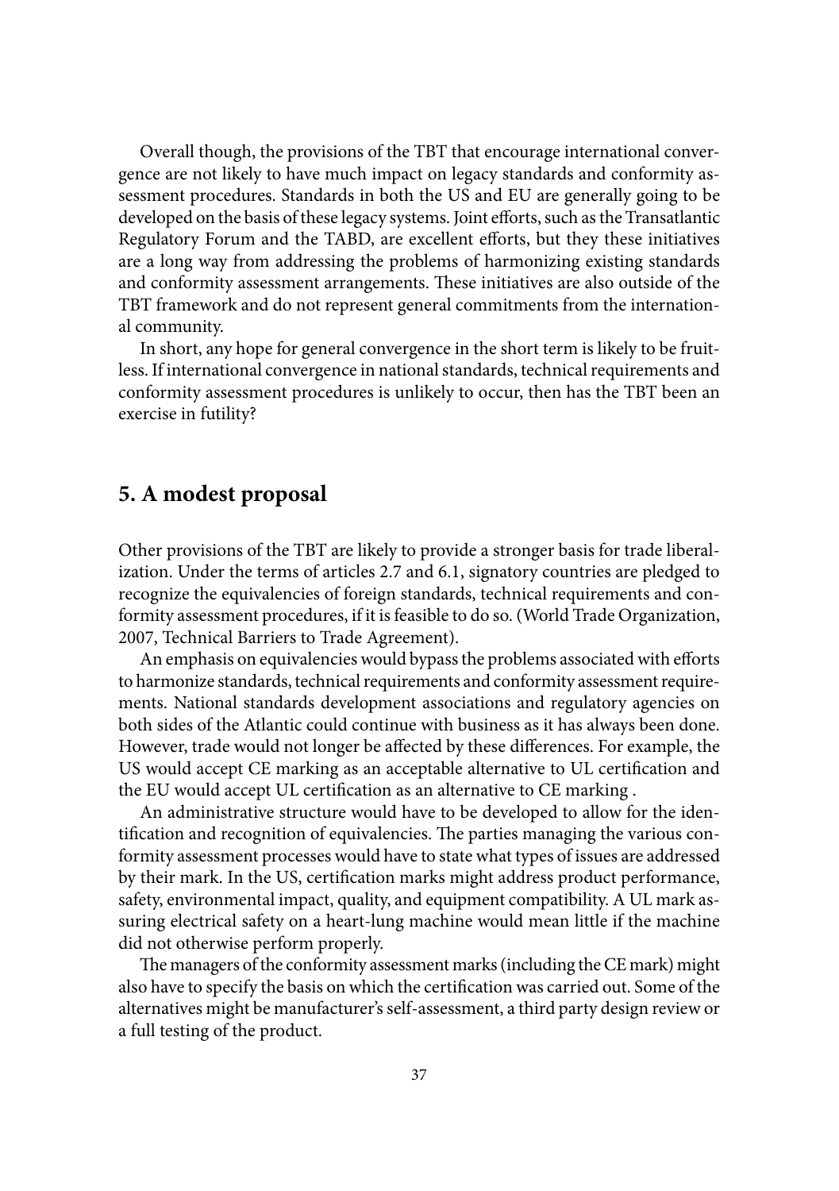Overall though, the provisions of the TBT that encourage international convergence are not likely to have much impact on legacy standards and conformity assessment procedures. Standards in both the US and EU are generally going to be developed on the basis of these legacy systems. Joint efforts, such as the Transatlantic Regulatory Forum and the TABD, are excellent efforts, but they these initiatives are a long way from addressing the problems of harmonizing existing standards and conformity assessment arrangements. These initiatives are also outside of the TBT framework and do not represent general commitments from the international community.

In short, any hope for general convergence in the short term is likely to be fruitless. If international convergence in national standards, technical requirements and conformity assessment procedures is unlikely to occur, then has the TBT been an exercise in futility?

## 5. A modest proposal

Other provisions of the TBT are likely to provide a stronger basis for trade liberalization. Under the terms of articles 2.7 and 6.1, signatory countries are pledged to recognize the equivalencies of foreign standards, technical requirements and conformity assessment procedures, if it is feasible to do so. (World Trade Organization, 2007, Technical Barriers to Trade Agreement).

An emphasis on equivalencies would bypass the problems associated with efforts to harmonize standards, technical requirements and conformity assessment requirements. National standards development associations and regulatory agencies on both sides of the Atlantic could continue with business as it has always been done. However, trade would not longer be affected by these differences. For example, the US would accept CE marking as an acceptable alternative to UL certification and the EU would accept UL certification as an alternative to CE marking .

An administrative structure would have to be developed to allow for the identification and recognition of equivalencies. The parties managing the various conformity assessment processes would have to state what types of issues are addressed by their mark. In the US, certification marks might address product performance, safety, environmental impact, quality, and equipment compatibility. A UL mark assuring electrical safety on a heart-lung machine would mean little if the machine did not otherwise perform properly.

The managers of the conformity assessment marks (including the CE mark) might also have to specify the basis on which the certification was carried out. Some of the alternatives might be manufacturer's self-assessment, a third party design review or a full testing of the product.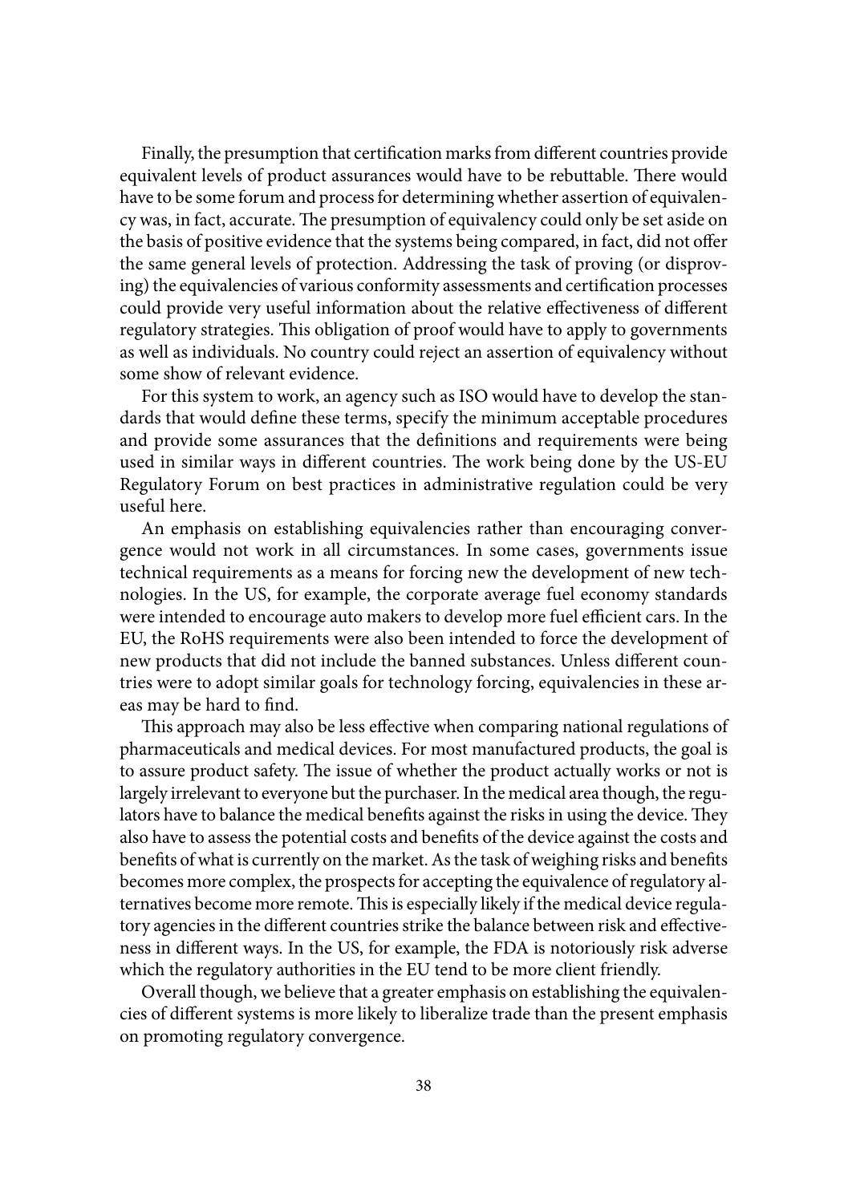Finally, the presumption that certification marks from different countries provide equivalent levels of product assurances would have to be rebuttable. There would have to be some forum and process for determining whether assertion of equivalency was, in fact, accurate. The presumption of equivalency could only be set aside on the basis of positive evidence that the systems being compared, in fact, did not offer the same general levels of protection. Addressing the task of proving (or disproving) the equivalencies of various conformity assessments and certification processes could provide very useful information about the relative effectiveness of different regulatory strategies. This obligation of proof would have to apply to governments as well as individuals. No country could reject an assertion of equivalency without some show of relevant evidence.

For this system to work, an agency such as ISO would have to develop the standards that would define these terms, specify the minimum acceptable procedures and provide some assurances that the definitions and requirements were being used in similar ways in different countries. The work being done by the US-EU Regulatory Forum on best practices in administrative regulation could be very useful here.

An emphasis on establishing equivalencies rather than encouraging convergence would not work in all circumstances. In some cases, governments issue technical requirements as a means for forcing new the development of new technologies. In the US, for example, the corporate average fuel economy standards were intended to encourage auto makers to develop more fuel efficient cars. In the EU, the RoHS requirements were also been intended to force the development of new products that did not include the banned substances. Unless different countries were to adopt similar goals for technology forcing, equivalencies in these areas may be hard to find.

This approach may also be less effective when comparing national regulations of pharmaceuticals and medical devices. For most manufactured products, the goal is to assure product safety. The issue of whether the product actually works or not is largely irrelevant to everyone but the purchaser. In the medical area though, the regulators have to balance the medical benefits against the risks in using the device. They also have to assess the potential costs and benefits of the device against the costs and benefits of what is currently on the market. As the task of weighing risks and benefits becomes more complex, the prospects for accepting the equivalence of regulatory alternatives become more remote. This is especially likely if the medical device regulatory agencies in the different countries strike the balance between risk and effectiveness in different ways. In the US, for example, the FDA is notoriously risk adverse which the regulatory authorities in the EU tend to be more client friendly.

Overall though, we believe that a greater emphasis on establishing the equivalencies of different systems is more likely to liberalize trade than the present emphasis on promoting regulatory convergence.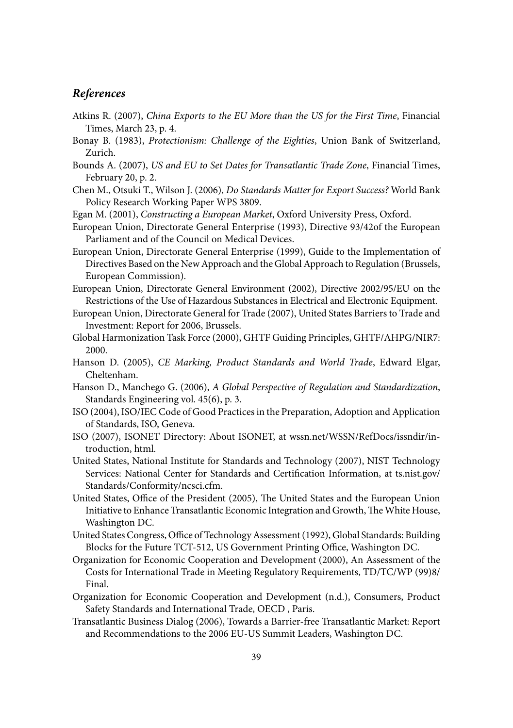## *References*

Atkins R. (2007), *China Exports to the EU More than the US for the First Time*, Financial Times, March 23, p. 4.

Bonay B. (1983), *Protectionism: Challenge of the Eighties*, Union Bank of Switzerland, Zurich.

Bounds A. (2007), *US and EU to Set Dates for Transatlantic Trade Zone*, Financial Times, February 20, p. 2.

Chen M., Otsuki T., Wilson J. (2006), *Do Standards Matter for Export Success?* World Bank Policy Research Working Paper WPS 3809.

Egan M. (2001), *Constructing a European Market*, Oxford University Press, Oxford.

European Union, Directorate General Enterprise (1993), Directive 93/42of the European Parliament and of the Council on Medical Devices.

European Union, Directorate General Enterprise (1999), Guide to the Implementation of Directives Based on the New Approach and the Global Approach to Regulation (Brussels, European Commission).

European Union, Directorate General Environment (2002), Directive 2002/95/EU on the Restrictions of the Use of Hazardous Substances in Electrical and Electronic Equipment.

European Union, Directorate General for Trade (2007), United States Barriers to Trade and Investment: Report for 2006, Brussels.

Global Harmonization Task Force (2000), GHTF Guiding Principles, GHTF/AHPG/NIR7: 2000.

Hanson D. (2005), *CE Marking, Product Standards and World Trade*, Edward Elgar, Cheltenham.

Hanson D., Manchego G. (2006), *A Global Perspective of Regulation and Standardization*, Standards Engineering vol. 45(6), p. 3.

ISO (2004), ISO/IEC Code of Good Practices in the Preparation, Adoption and Application of Standards, ISO, Geneva.

ISO (2007), ISONET Directory: About ISONET, at wssn.net/WSSN/RefDocs/issndir/introduction, html.

United States, National Institute for Standards and Technology (2007), NIST Technology Services: National Center for Standards and Certification Information, at ts.nist.gov/Standards/Conformity/ncsci.cfm.

United States, Office of the President (2005), The United States and the European Union Initiative to Enhance Transatlantic Economic Integration and Growth, The White House, Washington DC.

United States Congress, Office of Technology Assessment (1992), Global Standards: Building Blocks for the Future TCT-512, US Government Printing Office, Washington DC.

Organization for Economic Cooperation and Development (2000), An Assessment of the Costs for International Trade in Meeting Regulatory Requirements, TD/TC/WP (99)8/Final.

Organization for Economic Cooperation and Development (n.d.), Consumers, Product Safety Standards and International Trade, OECD , Paris.

Transatlantic Business Dialog (2006), Towards a Barrier-free Transatlantic Market: Report and Recommendations to the 2006 EU-US Summit Leaders, Washington DC.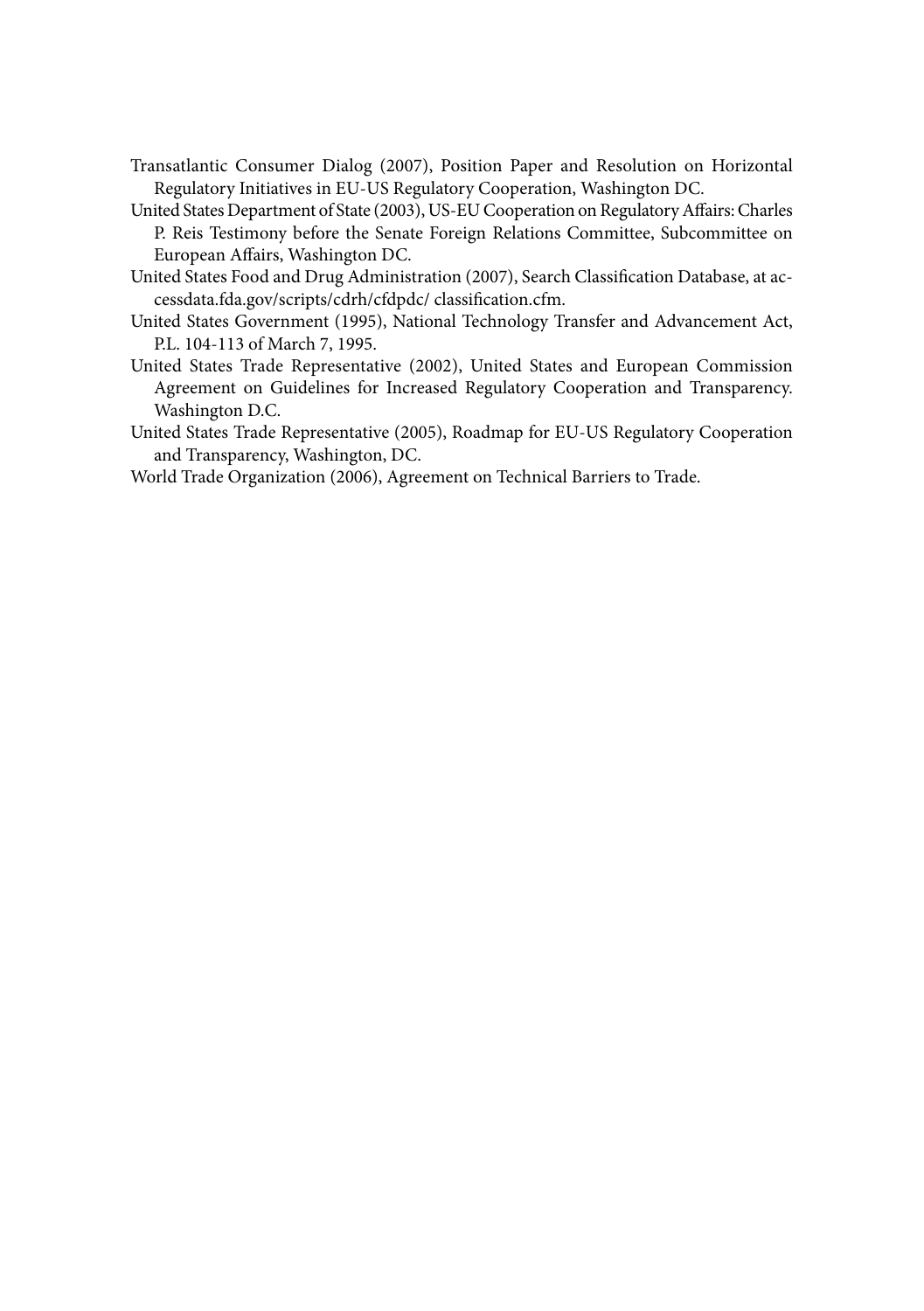Transatlantic Consumer Dialog (2007), Position Paper and Resolution on Horizontal Regulatory Initiatives in EU-US Regulatory Cooperation, Washington DC.

United States Department of State (2003), US-EU Cooperation on Regulatory Affairs: Charles P. Reis Testimony before the Senate Foreign Relations Committee, Subcommittee on European Affairs, Washington DC.

United States Food and Drug Administration (2007), Search Classification Database, at accessdata.fda.gov/scripts/cdrh/cfdpdc/ classification.cfm.

United States Government (1995), National Technology Transfer and Advancement Act, P.L. 104-113 of March 7, 1995.

United States Trade Representative (2002), United States and European Commission Agreement on Guidelines for Increased Regulatory Cooperation and Transparency. Washington D.C.

United States Trade Representative (2005), Roadmap for EU-US Regulatory Cooperation and Transparency, Washington, DC.

World Trade Organization (2006), Agreement on Technical Barriers to Trade.